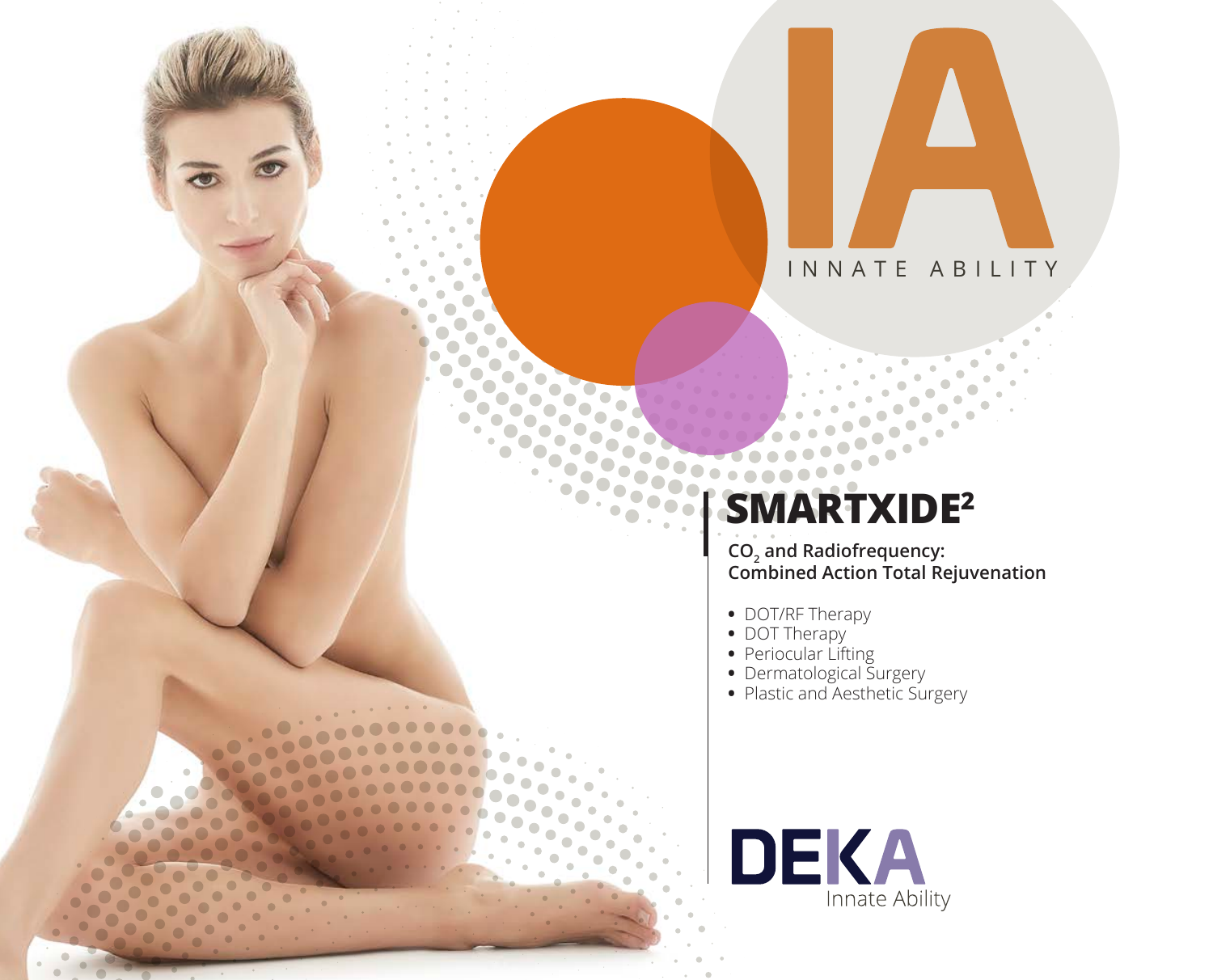IA

INNATE ABILITY

# SMARTXIDE²

**$CO_2$ and Radiofrequency: Combined Action Total Rejuvenation**

- DOT/RF Therapy
- DOT Therapy
- Periocular Lifting
- Dermatological Surgery
- Plastic and Aesthetic Surgery

DEKA

Innate Ability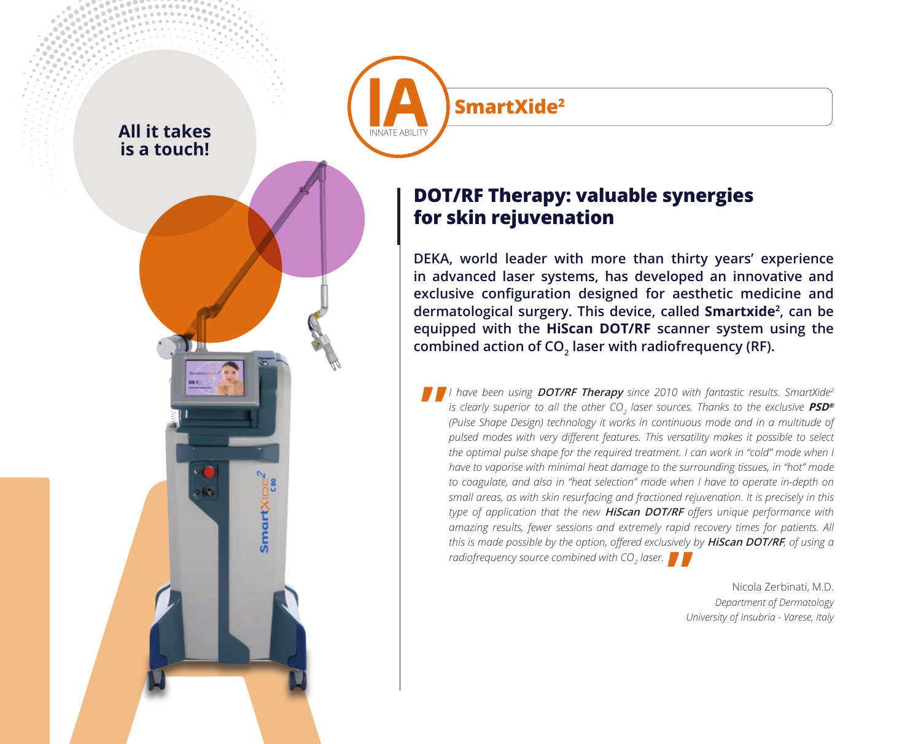All it takes is a touch!

IA INNATE ABILITY

**SmartXide²**

## DOT/RF Therapy: valuable synergies for skin rejuvenation

**DEKA, world leader with more than thirty years' experience in advanced laser systems, has developed an innovative and exclusive configuration designed for aesthetic medicine and dermatological surgery. This device, called Smartxide², can be equipped with the HiScan DOT/RF scanner system using the combined action of $CO_2$ laser with radiofrequency (RF).**

> *I have been using **DOT/RF Therapy** since 2010 with fantastic results. SmartXide² is clearly superior to all the other $CO_2$ laser sources. Thanks to the exclusive **PSD®** (Pulse Shape Design) technology it works in continuous mode and in a multitude of pulsed modes with very different features. This versatility makes it possible to select the optimal pulse shape for the required treatment. I can work in "cold" mode when I have to vaporise with minimal heat damage to the surrounding tissues, in "hot" mode to coagulate, and also in "heat selection" mode when I have to operate in-depth on small areas, as with skin resurfacing and fractioned rejuvenation. It is precisely in this type of application that the new **HiScan DOT/RF** offers unique performance with amazing results, fewer sessions and extremely rapid recovery times for patients. All this is made possible by the option, offered exclusively by **HiScan DOT/RF**, of using a radiofrequency source combined with $CO_2$ laser.*

Nicola Zerbinati, M.D.
*Department of Dermatology*
*University of Insubria - Varese, Italy*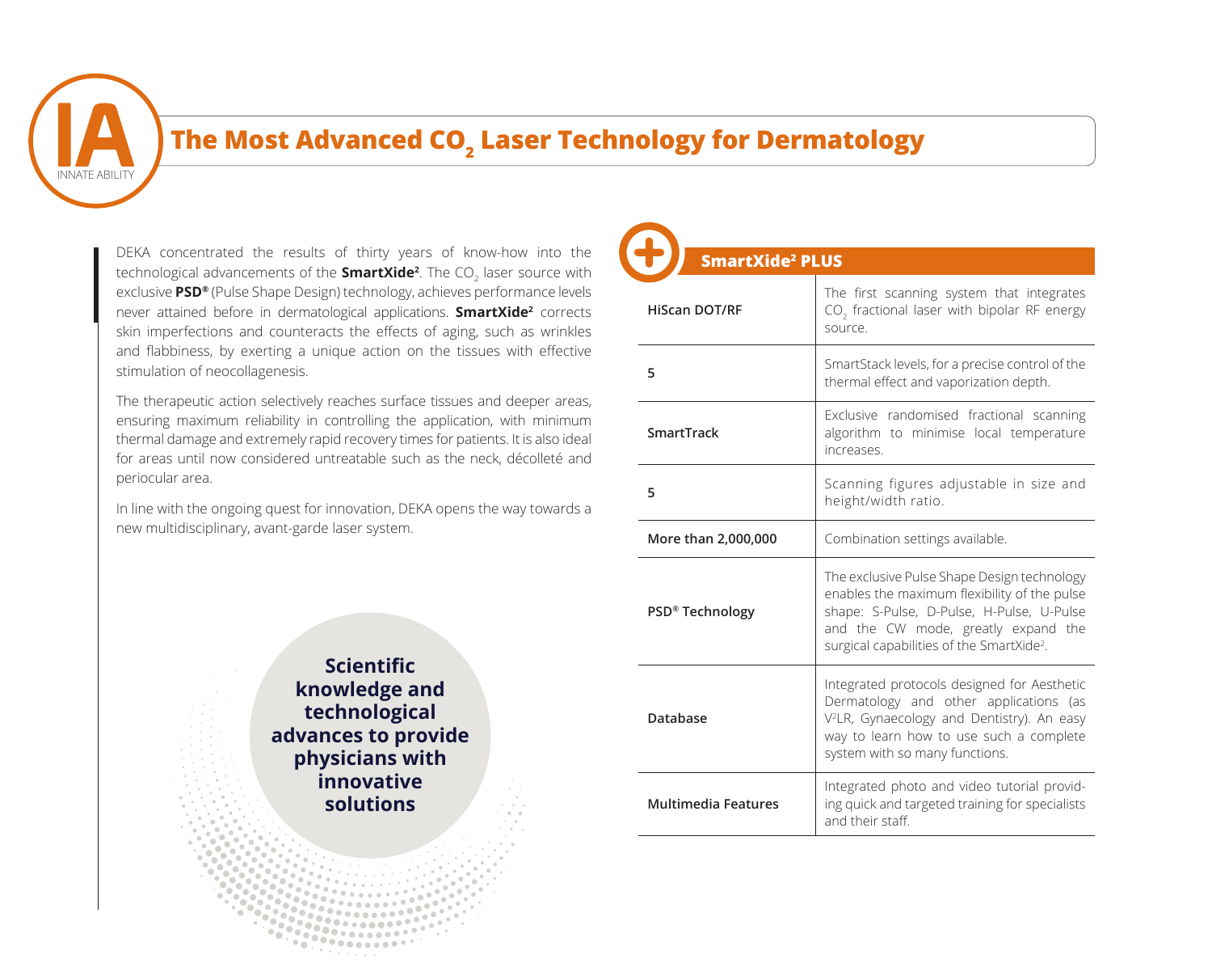# The Most Advanced $CO_2$ Laser Technology for Dermatology

DEKA concentrated the results of thirty years of know-how into the technological advancements of the **SmartXide²**. The $CO_2$ laser source with exclusive **PSD®** (Pulse Shape Design) technology, achieves performance levels never attained before in dermatological applications. **SmartXide²** corrects skin imperfections and counteracts the effects of aging, such as wrinkles and flabbiness, by exerting a unique action on the tissues with effective stimulation of neocollagenesis.

The therapeutic action selectively reaches surface tissues and deeper areas, ensuring maximum reliability in controlling the application, with minimum thermal damage and extremely rapid recovery times for patients. It is also ideal for areas until now considered untreatable such as the neck, décolleté and periocular area.

In line with the ongoing quest for innovation, DEKA opens the way towards a new multidisciplinary, avant-garde laser system.

**Scientific knowledge and technological advances to provide physicians with innovative solutions**

## SmartXide² PLUS

| | |
|---|---|
| **HiScan DOT/RF** | The first scanning system that integrates $CO_2$ fractional laser with bipolar RF energy source. |
| **5** | SmartStack levels, for a precise control of the thermal effect and vaporization depth. |
| **SmartTrack** | Exclusive randomised fractional scanning algorithm to minimise local temperature increases. |
| **5** | Scanning figures adjustable in size and height/width ratio. |
| **More than 2,000,000** | Combination settings available. |
| **PSD® Technology** | The exclusive Pulse Shape Design technology enables the maximum flexibility of the pulse shape: S-Pulse, D-Pulse, H-Pulse, U-Pulse and the CW mode, greatly expand the surgical capabilities of the SmartXide². |
| **Database** | Integrated protocols designed for Aesthetic Dermatology and other applications (as V²LR, Gynaecology and Dentistry). An easy way to learn how to use such a complete system with so many functions. |
| **Multimedia Features** | Integrated photo and video tutorial providing quick and targeted training for specialists and their staff. |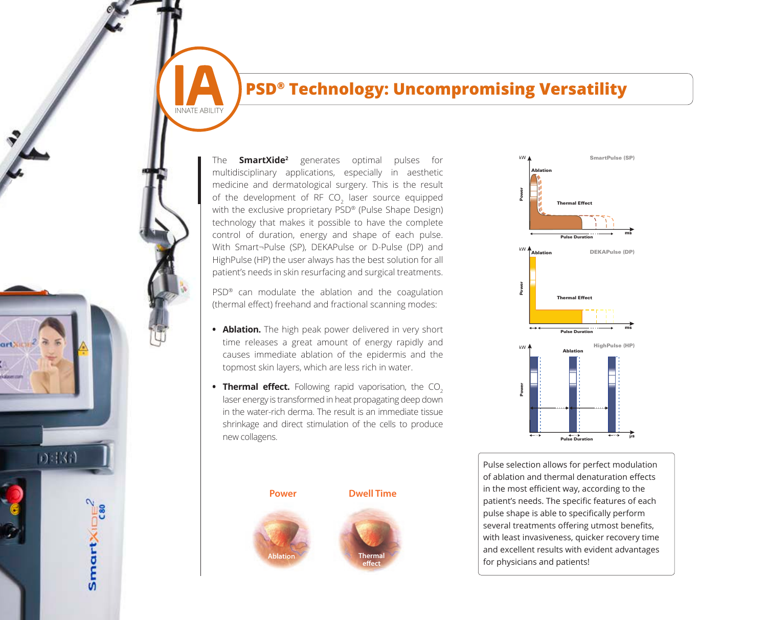IA
INNATE ABILITY

## PSD® Technology: Uncompromising Versatility

The **SmartXide²** generates optimal pulses for multidisciplinary applications, especially in aesthetic medicine and dermatological surgery. This is the result of the development of RF $CO_2$ laser source equipped with the exclusive proprietary PSD® (Pulse Shape Design) technology that makes it possible to have the complete control of duration, energy and shape of each pulse. With Smart¬Pulse (SP), DEKAPulse or D-Pulse (DP) and HighPulse (HP) the user always has the best solution for all patient's needs in skin resurfacing and surgical treatments.

PSD® can modulate the ablation and the coagulation (thermal effect) freehand and fractional scanning modes:

- **Ablation.** The high peak power delivered in very short time releases a great amount of energy rapidly and causes immediate ablation of the epidermis and the topmost skin layers, which are less rich in water.
- **Thermal effect.** Following rapid vaporisation, the $CO_2$ laser energy is transformed in heat propagating deep down in the water-rich derma. The result is an immediate tissue shrinkage and direct stimulation of the cells to produce new collagens.

Power — Ablation

Dwell Time — Thermal effect

SmartPulse (SP): kW, Power, Ablation, Thermal Effect, Pulse Duration, ms

DEKAPulse (DP): kW, Power, Ablation, Thermal Effect, Pulse Duration, ms

HighPulse (HP): kW, Power, Ablation, Pulse Duration, µs

Pulse selection allows for perfect modulation of ablation and thermal denaturation effects in the most efficient way, according to the patient's needs. The specific features of each pulse shape is able to specifically perform several treatments offering utmost benefits, with least invasiveness, quicker recovery time and excellent results with evident advantages for physicians and patients!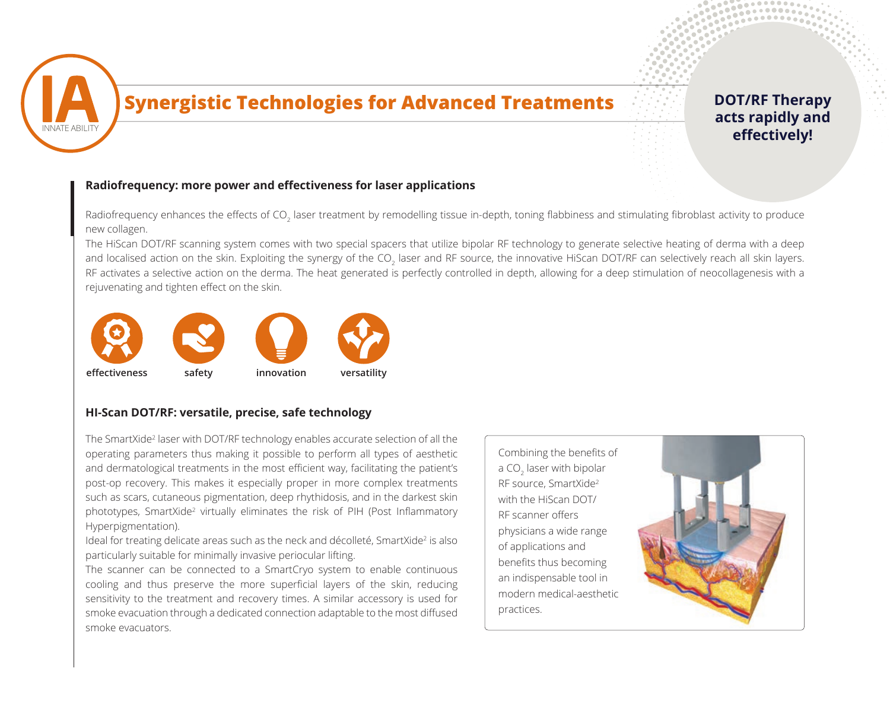## Synergistic Technologies for Advanced Treatments

**DOT/RF Therapy acts rapidly and effectively!**

### Radiofrequency: more power and effectiveness for laser applications

Radiofrequency enhances the effects of $CO_2$ laser treatment by remodelling tissue in-depth, toning flabbiness and stimulating fibroblast activity to produce new collagen.

The HiScan DOT/RF scanning system comes with two special spacers that utilize bipolar RF technology to generate selective heating of derma with a deep and localised action on the skin. Exploiting the synergy of the $CO_2$ laser and RF source, the innovative HiScan DOT/RF can selectively reach all skin layers. RF activates a selective action on the derma. The heat generated is perfectly controlled in depth, allowing for a deep stimulation of neocollagenesis with a rejuvenating and tighten effect on the skin.

**effectiveness** **safety** **innovation** **versatility**

### HI-Scan DOT/RF: versatile, precise, safe technology

The SmartXide[2] laser with DOT/RF technology enables accurate selection of all the operating parameters thus making it possible to perform all types of aesthetic and dermatological treatments in the most efficient way, facilitating the patient's post-op recovery. This makes it especially proper in more complex treatments such as scars, cutaneous pigmentation, deep rhythidosis, and in the darkest skin phototypes, SmartXide[2] virtually eliminates the risk of PIH (Post Inflammatory Hyperpigmentation).

Ideal for treating delicate areas such as the neck and décolleté, SmartXide[2] is also particularly suitable for minimally invasive periocular lifting.

The scanner can be connected to a SmartCryo system to enable continuous cooling and thus preserve the more superficial layers of the skin, reducing sensitivity to the treatment and recovery times. A similar accessory is used for smoke evacuation through a dedicated connection adaptable to the most diffused smoke evacuators.

Combining the benefits of a $CO_2$ laser with bipolar RF source, SmartXide[2] with the HiScan DOT/RF scanner offers physicians a wide range of applications and benefits thus becoming an indispensable tool in modern medical-aesthetic practices.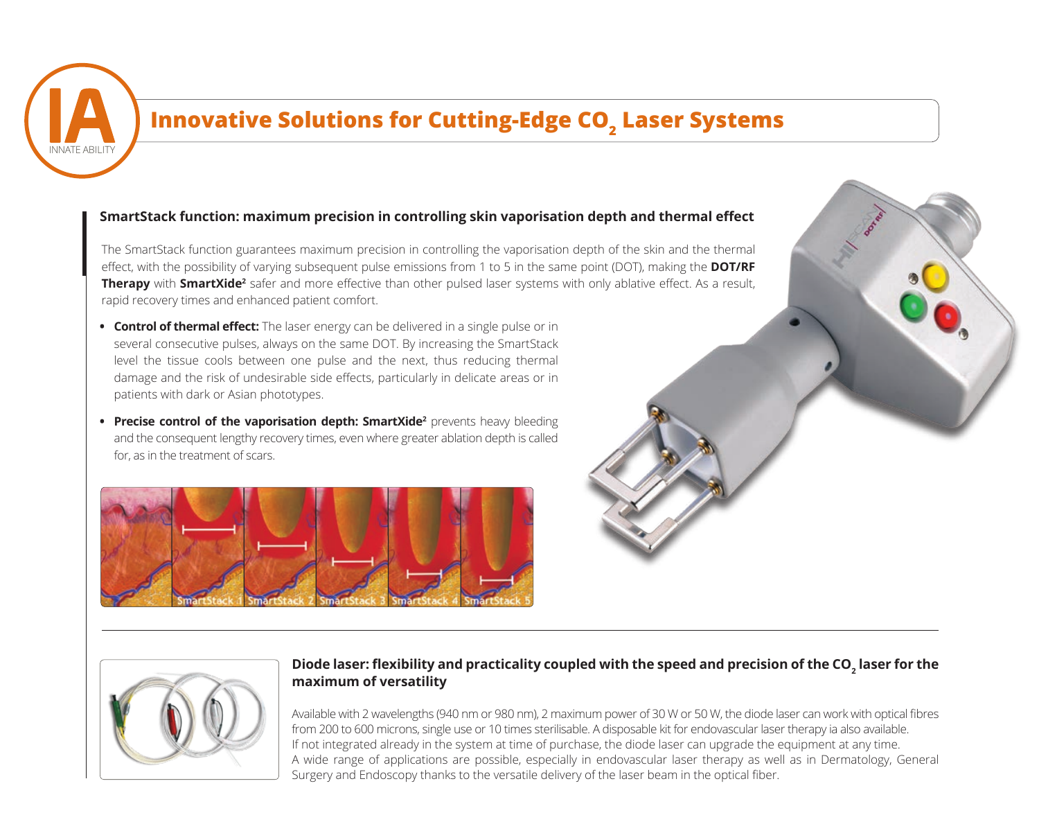# Innovative Solutions for Cutting-Edge $CO_2$ Laser Systems

### SmartStack function: maximum precision in controlling skin vaporisation depth and thermal effect

The SmartStack function guarantees maximum precision in controlling the vaporisation depth of the skin and the thermal effect, with the possibility of varying subsequent pulse emissions from 1 to 5 in the same point (DOT), making the **DOT/RF Therapy** with **SmartXide²** safer and more effective than other pulsed laser systems with only ablative effect. As a result, rapid recovery times and enhanced patient comfort.

- **Control of thermal effect:** The laser energy can be delivered in a single pulse or in several consecutive pulses, always on the same DOT. By increasing the SmartStack level the tissue cools between one pulse and the next, thus reducing thermal damage and the risk of undesirable side effects, particularly in delicate areas or in patients with dark or Asian phototypes.
- **Precise control of the vaporisation depth: SmartXide²** prevents heavy bleeding and the consequent lengthy recovery times, even where greater ablation depth is called for, as in the treatment of scars.

SmartStack 1 SmartStack 2 SmartStack 3 SmartStack 4 SmartStack 5

---

### Diode laser: flexibility and practicality coupled with the speed and precision of the $CO_2$ laser for the maximum of versatility

Available with 2 wavelengths (940 nm or 980 nm), 2 maximum power of 30 W or 50 W, the diode laser can work with optical fibres from 200 to 600 microns, single use or 10 times sterilisable. A disposable kit for endovascular laser therapy ia also available.
If not integrated already in the system at time of purchase, the diode laser can upgrade the equipment at any time.
A wide range of applications are possible, especially in endovascular laser therapy as well as in Dermatology, General Surgery and Endoscopy thanks to the versatile delivery of the laser beam in the optical fiber.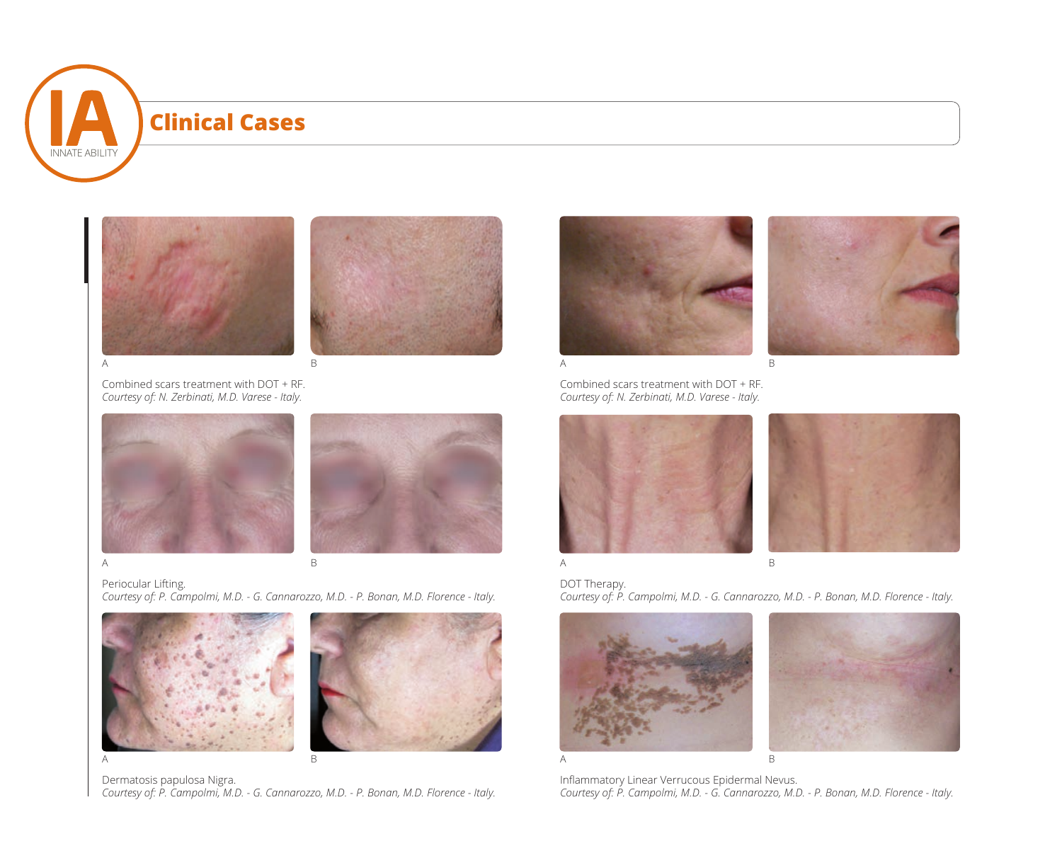# Clinical Cases

A B

Combined scars treatment with DOT + RF.
*Courtesy of: N. Zerbinati, M.D. Varese - Italy.*

A B

Combined scars treatment with DOT + RF.
*Courtesy of: N. Zerbinati, M.D. Varese - Italy.*

A B

Periocular Lifting.
*Courtesy of: P. Campolmi, M.D. - G. Cannarozzo, M.D. - P. Bonan, M.D. Florence - Italy.*

A B

DOT Therapy.
*Courtesy of: P. Campolmi, M.D. - G. Cannarozzo, M.D. - P. Bonan, M.D. Florence - Italy.*

A B

Dermatosis papulosa Nigra.
*Courtesy of: P. Campolmi, M.D. - G. Cannarozzo, M.D. - P. Bonan, M.D. Florence - Italy.*

A B

Inflammatory Linear Verrucous Epidermal Nevus.
*Courtesy of: P. Campolmi, M.D. - G. Cannarozzo, M.D. - P. Bonan, M.D. Florence - Italy.*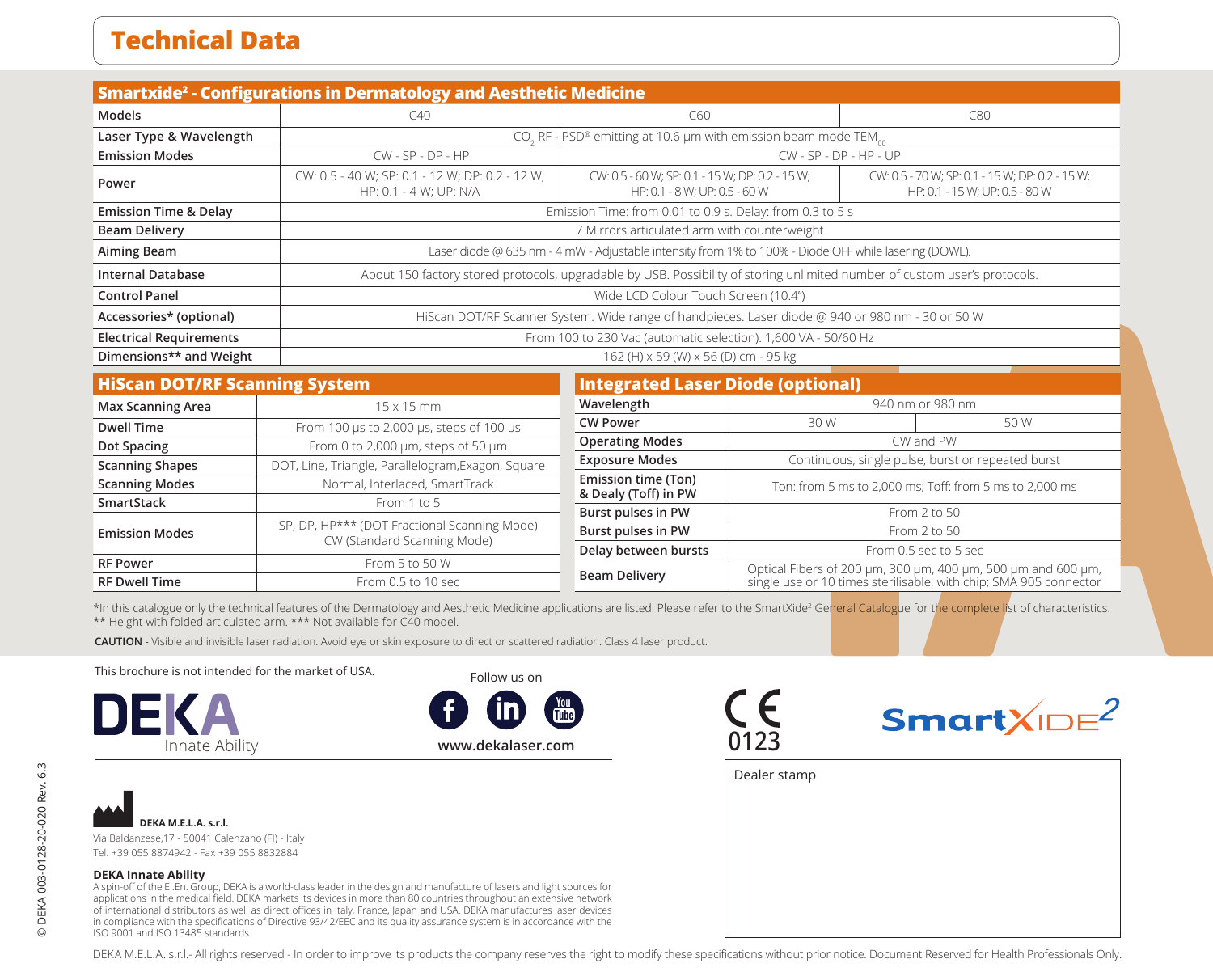# Technical Data

## Smartxide² - Configurations in Dermatology and Aesthetic Medicine

| Models | C40 | C60 | C80 |
|---|---|---|---|
| Laser Type & Wavelength | $CO_2$ RF - PSD® emitting at 10.6 µm with emission beam mode $TEM_{00}$ | | |
| Emission Modes | CW - SP - DP - HP | CW - SP - DP - HP - UP | |
| Power | CW: 0.5 - 40 W; SP: 0.1 - 12 W; DP: 0.2 - 12 W; HP: 0.1 - 4 W; UP: N/A | CW: 0.5 - 60 W; SP: 0.1 - 15 W; DP: 0.2 - 15 W; HP: 0.1 - 8 W; UP: 0.5 - 60 W | CW: 0.5 - 70 W; SP: 0.1 - 15 W; DP: 0.2 - 15 W; HP: 0.1 - 15 W; UP: 0.5 - 80 W |
| Emission Time & Delay | Emission Time: from 0.01 to 0.9 s. Delay: from 0.3 to 5 s | | |
| Beam Delivery | 7 Mirrors articulated arm with counterweight | | |
| Aiming Beam | Laser diode @ 635 nm - 4 mW - Adjustable intensity from 1% to 100% - Diode OFF while lasering (DOWL). | | |
| Internal Database | About 150 factory stored protocols, upgradable by USB. Possibility of storing unlimited number of custom user's protocols. | | |
| Control Panel | Wide LCD Colour Touch Screen (10.4") | | |
| Accessories* (optional) | HiScan DOT/RF Scanner System. Wide range of handpieces. Laser diode @ 940 or 980 nm - 30 or 50 W | | |
| Electrical Requirements | From 100 to 230 Vac (automatic selection). 1,600 VA - 50/60 Hz | | |
| Dimensions** and Weight | 162 (H) x 59 (W) x 56 (D) cm - 95 kg | | |

## HiScan DOT/RF Scanning System

| | |
|---|---|
| Max Scanning Area | 15 x 15 mm |
| Dwell Time | From 100 µs to 2,000 µs, steps of 100 µs |
| Dot Spacing | From 0 to 2,000 µm, steps of 50 µm |
| Scanning Shapes | DOT, Line, Triangle, Parallelogram,Exagon, Square |
| Scanning Modes | Normal, Interlaced, SmartTrack |
| SmartStack | From 1 to 5 |
| Emission Modes | SP, DP, HP*** (DOT Fractional Scanning Mode) CW (Standard Scanning Mode) |
| RF Power | From 5 to 50 W |
| RF Dwell Time | From 0.5 to 10 sec |

## Integrated Laser Diode (optional)

| | | |
|---|---|---|
| Wavelength | 940 nm or 980 nm | |
| CW Power | 30 W | 50 W |
| Operating Modes | CW and PW | |
| Exposure Modes | Continuous, single pulse, burst or repeated burst | |
| Emission time (Ton) & Dealy (Toff) in PW | Ton: from 5 ms to 2,000 ms; Toff: from 5 ms to 2,000 ms | |
| Burst pulses in PW | From 2 to 50 | |
| Burst pulses in PW | From 2 to 50 | |
| Delay between bursts | From 0.5 sec to 5 sec | |
| Beam Delivery | Optical Fibers of 200 µm, 300 µm, 400 µm, 500 µm and 600 µm, single use or 10 times sterilisable, with chip; SMA 905 connector | |

*In this catalogue only the technical features of the Dermatology and Aesthetic Medicine applications are listed. Please refer to the SmartXide² General Catalogue for the complete list of characteristics.
** Height with folded articulated arm. *** Not available for C40 model.

**CAUTION** - Visible and invisible laser radiation. Avoid eye or skin exposure to direct or scattered radiation. Class 4 laser product.

This brochure is not intended for the market of USA.

DEKA Innate Ability

Follow us on

www.dekalaser.com

CE 0123

SmartXide²

Dealer stamp

**DEKA M.E.L.A. s.r.l.**
Via Baldanzese,17 - 50041 Calenzano (FI) - Italy
Tel. +39 055 8874942 - Fax +39 055 8832884

**DEKA Innate Ability**
A spin-off of the El.En. Group, DEKA is a world-class leader in the design and manufacture of lasers and light sources for applications in the medical field. DEKA markets its devices in more than 80 countries throughout an extensive network of international distributors as well as direct offices in Italy, France, Japan and USA. DEKA manufactures laser devices in compliance with the specifications of Directive 93/42/EEC and its quality assurance system is in accordance with the ISO 9001 and ISO 13485 standards.

© DEKA 003-0128-20-020 Rev. 6.3

DEKA M.E.L.A. s.r.l.- All rights reserved - In order to improve its products the company reserves the right to modify these specifications without prior notice. Document Reserved for Health Professionals Only.